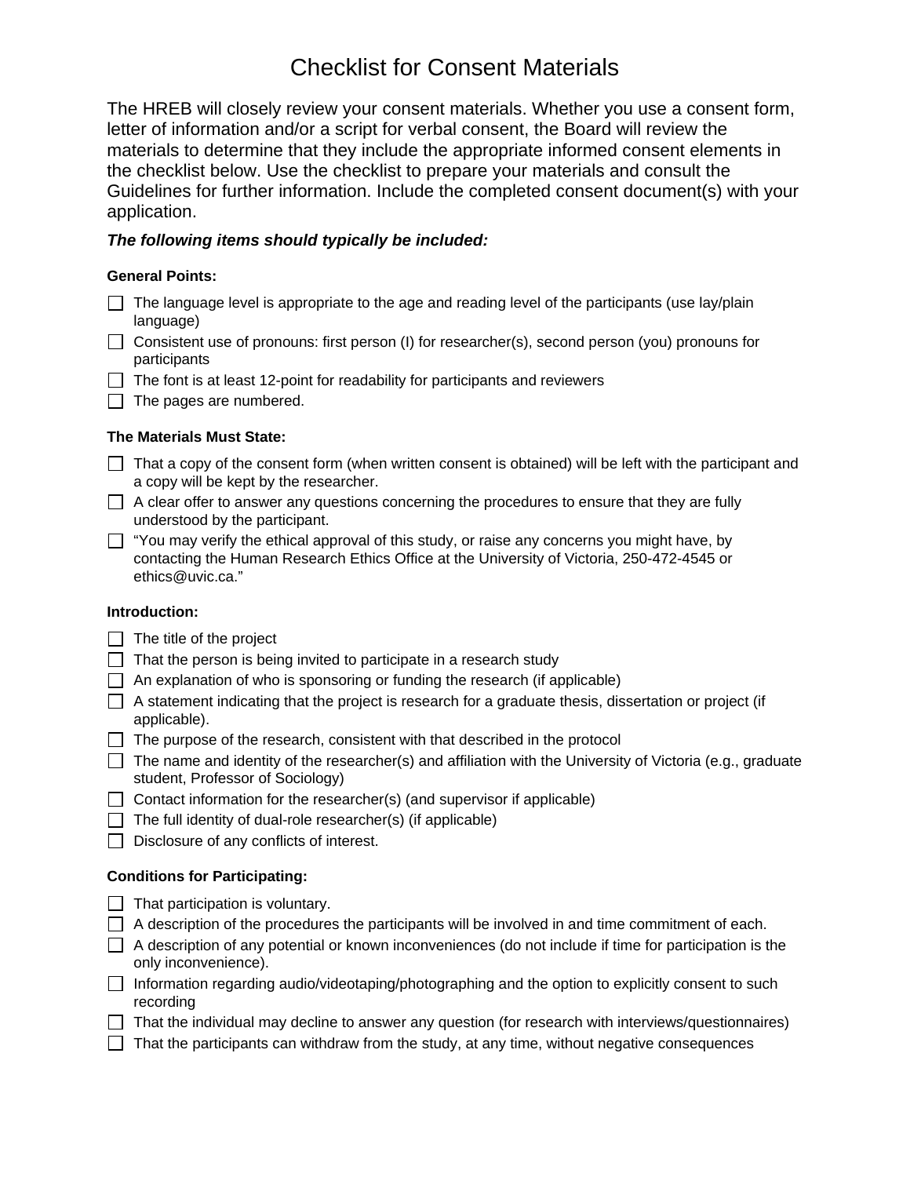# Checklist for Consent Materials

The HREB will closely review your consent materials. Whether you use a consent form, letter of information and/or a script for verbal consent, the Board will review the materials to determine that they include the appropriate informed consent elements in the checklist below. Use the checklist to prepare your materials and consult the Guidelines for further information. Include the completed consent document(s) with your application.

***The following items should typically be included:***

**General Points:**

- [ ] The language level is appropriate to the age and reading level of the participants (use lay/plain language)
- [ ] Consistent use of pronouns: first person (I) for researcher(s), second person (you) pronouns for participants
- [ ] The font is at least 12-point for readability for participants and reviewers
- [ ] The pages are numbered.

**The Materials Must State:**

- [ ] That a copy of the consent form (when written consent is obtained) will be left with the participant and a copy will be kept by the researcher.
- [ ] A clear offer to answer any questions concerning the procedures to ensure that they are fully understood by the participant.
- [ ] "You may verify the ethical approval of this study, or raise any concerns you might have, by contacting the Human Research Ethics Office at the University of Victoria, 250-472-4545 or ethics@uvic.ca."

**Introduction:**

- [ ] The title of the project
- [ ] That the person is being invited to participate in a research study
- [ ] An explanation of who is sponsoring or funding the research (if applicable)
- [ ] A statement indicating that the project is research for a graduate thesis, dissertation or project (if applicable).
- [ ] The purpose of the research, consistent with that described in the protocol
- [ ] The name and identity of the researcher(s) and affiliation with the University of Victoria (e.g., graduate student, Professor of Sociology)
- [ ] Contact information for the researcher(s) (and supervisor if applicable)
- [ ] The full identity of dual-role researcher(s) (if applicable)
- [ ] Disclosure of any conflicts of interest.

**Conditions for Participating:**

- [ ] That participation is voluntary.
- [ ] A description of the procedures the participants will be involved in and time commitment of each.
- [ ] A description of any potential or known inconveniences (do not include if time for participation is the only inconvenience).
- [ ] Information regarding audio/videotaping/photographing and the option to explicitly consent to such recording
- [ ] That the individual may decline to answer any question (for research with interviews/questionnaires)
- [ ] That the participants can withdraw from the study, at any time, without negative consequences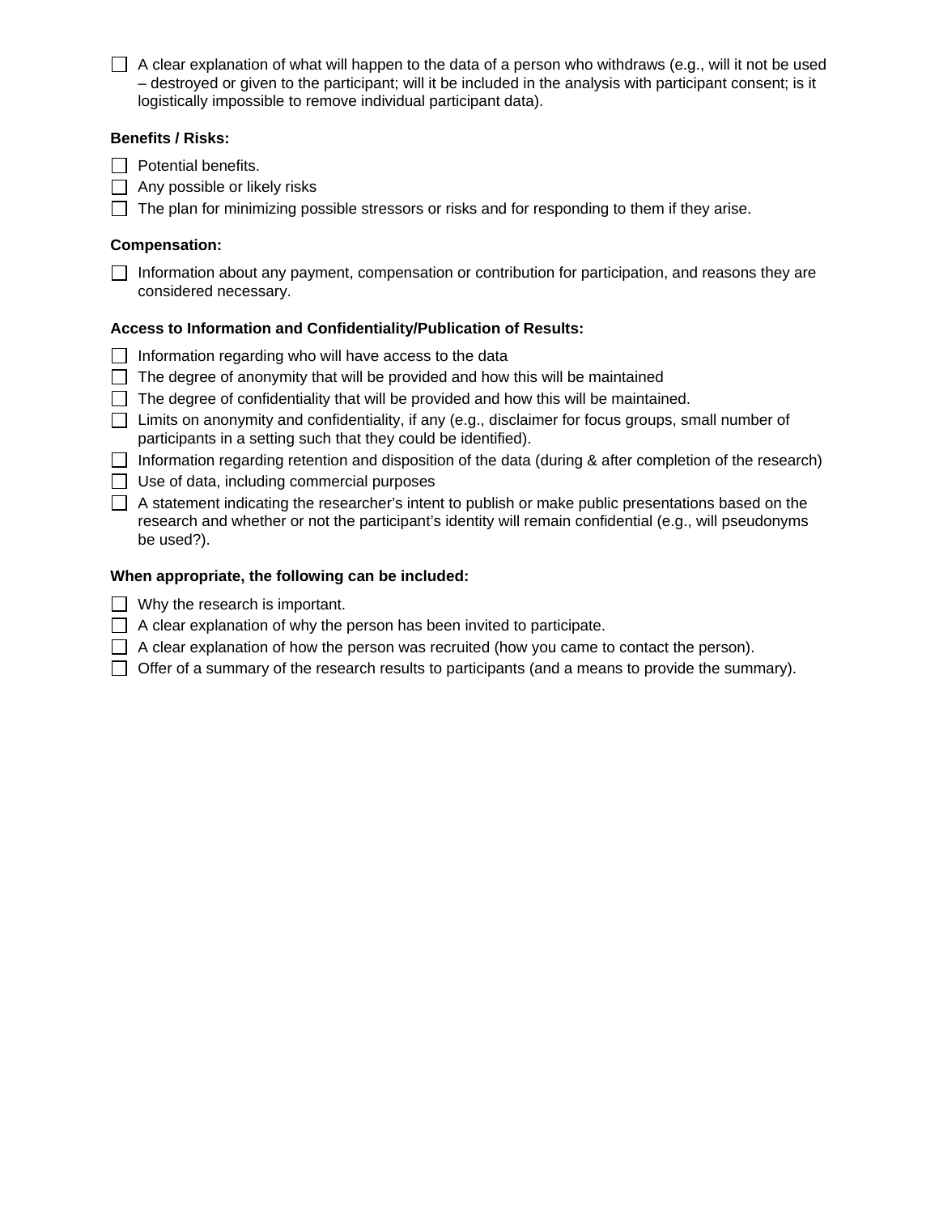- [ ] A clear explanation of what will happen to the data of a person who withdraws (e.g., will it not be used – destroyed or given to the participant; will it be included in the analysis with participant consent; is it logistically impossible to remove individual participant data).

**Benefits / Risks:**

- [ ] Potential benefits.
- [ ] Any possible or likely risks
- [ ] The plan for minimizing possible stressors or risks and for responding to them if they arise.

**Compensation:**

- [ ] Information about any payment, compensation or contribution for participation, and reasons they are considered necessary.

**Access to Information and Confidentiality/Publication of Results:**

- [ ] Information regarding who will have access to the data
- [ ] The degree of anonymity that will be provided and how this will be maintained
- [ ] The degree of confidentiality that will be provided and how this will be maintained.
- [ ] Limits on anonymity and confidentiality, if any (e.g., disclaimer for focus groups, small number of participants in a setting such that they could be identified).
- [ ] Information regarding retention and disposition of the data (during & after completion of the research)
- [ ] Use of data, including commercial purposes
- [ ] A statement indicating the researcher's intent to publish or make public presentations based on the research and whether or not the participant's identity will remain confidential (e.g., will pseudonyms be used?).

**When appropriate, the following can be included:**

- [ ] Why the research is important.
- [ ] A clear explanation of why the person has been invited to participate.
- [ ] A clear explanation of how the person was recruited (how you came to contact the person).
- [ ] Offer of a summary of the research results to participants (and a means to provide the summary).